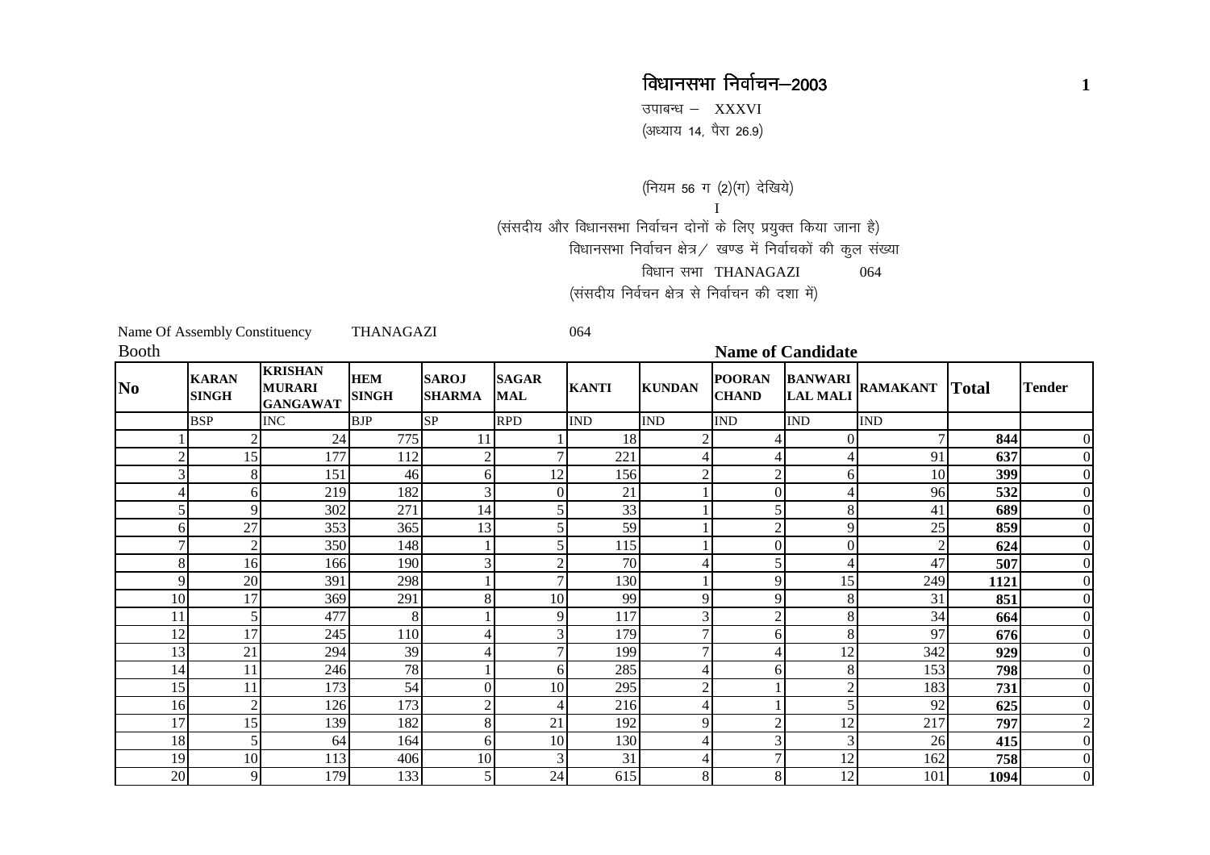# विधानसभा निर्वाचन–2003

उपाबन्ध – XXXVI

(अध्याय 14, पैरा 26.9)

(नियम 56 ग (2)(ग) देखिये)

I

(संसदीय और विधानसभा निर्वाचन दोनों के लिए प्रयुक्त किया जाना है)

विधानसभा निर्वाचन क्षेत्र / खण्ड में निर्वाचकों की कुल संख्या

विधान सभा THANAGAZI 064

(संसदीय निर्वचन क्षेत्र से निर्वाचन की दशा में)

Name Of Assembly Constituency THANAGAZI 064

Booth | Name of Candidate

| No | KARAN SINGH | KRISHAN MURARI GANGAWAT | HEM SINGH | SAROJ SHARMA | SAGAR MAL | KANTI | KUNDAN | POORAN CHAND | BANWARI LAL MALI | RAMAKANT | Total | Tender |
|---|---|---|---|---|---|---|---|---|---|---|---|---|
| | BSP | INC | BJP | SP | RPD | IND | IND | IND | IND | IND | | |
| 1 | 2 | 24 | 775 | 11 | 1 | 18 | 2 | 4 | 0 | 7 | **844** | 0 |
| 2 | 15 | 177 | 112 | 2 | 7 | 221 | 4 | 4 | 4 | 91 | **637** | 0 |
| 3 | 8 | 151 | 46 | 6 | 12 | 156 | 2 | 2 | 6 | 10 | **399** | 0 |
| 4 | 6 | 219 | 182 | 3 | 0 | 21 | 1 | 0 | 4 | 96 | **532** | 0 |
| 5 | 9 | 302 | 271 | 14 | 5 | 33 | 1 | 5 | 8 | 41 | **689** | 0 |
| 6 | 27 | 353 | 365 | 13 | 5 | 59 | 1 | 2 | 9 | 25 | **859** | 0 |
| 7 | 2 | 350 | 148 | 1 | 5 | 115 | 1 | 0 | 0 | 2 | **624** | 0 |
| 8 | 16 | 166 | 190 | 3 | 2 | 70 | 4 | 5 | 4 | 47 | **507** | 0 |
| 9 | 20 | 391 | 298 | 1 | 7 | 130 | 1 | 9 | 15 | 249 | **1121** | 0 |
| 10 | 17 | 369 | 291 | 8 | 10 | 99 | 9 | 9 | 8 | 31 | **851** | 0 |
| 11 | 5 | 477 | 8 | 1 | 9 | 117 | 3 | 2 | 8 | 34 | **664** | 0 |
| 12 | 17 | 245 | 110 | 4 | 3 | 179 | 7 | 6 | 8 | 97 | **676** | 0 |
| 13 | 21 | 294 | 39 | 4 | 7 | 199 | 7 | 4 | 12 | 342 | **929** | 0 |
| 14 | 11 | 246 | 78 | 1 | 6 | 285 | 4 | 6 | 8 | 153 | **798** | 0 |
| 15 | 11 | 173 | 54 | 0 | 10 | 295 | 2 | 1 | 2 | 183 | **731** | 0 |
| 16 | 2 | 126 | 173 | 2 | 4 | 216 | 4 | 1 | 5 | 92 | **625** | 0 |
| 17 | 15 | 139 | 182 | 8 | 21 | 192 | 9 | 2 | 12 | 217 | **797** | 2 |
| 18 | 5 | 64 | 164 | 6 | 10 | 130 | 4 | 3 | 3 | 26 | **415** | 0 |
| 19 | 10 | 113 | 406 | 10 | 3 | 31 | 4 | 7 | 12 | 162 | **758** | 0 |
| 20 | 9 | 179 | 133 | 5 | 24 | 615 | 8 | 8 | 12 | 101 | **1094** | 0 |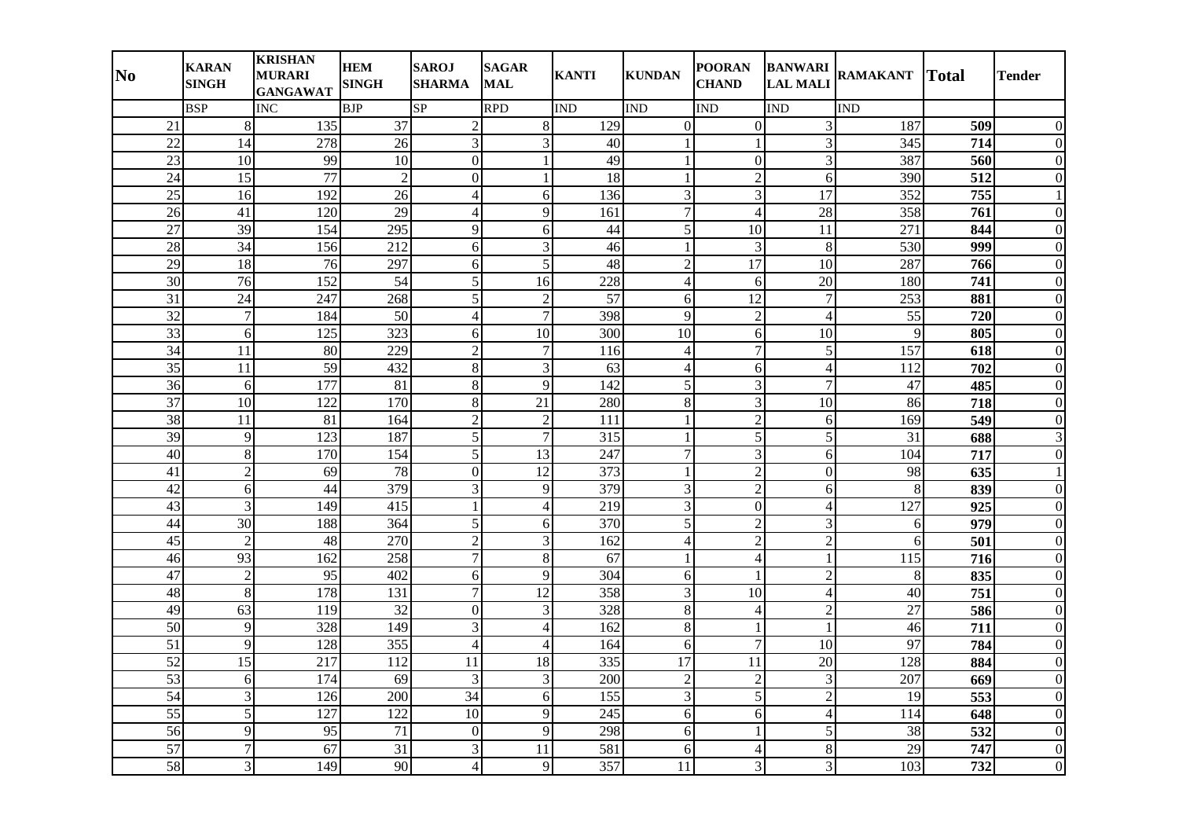| No | KARAN SINGH | KRISHAN MURARI GANGAWAT | HEM SINGH | SAROJ SHARMA | SAGAR MAL | KANTI | KUNDAN | POORAN CHAND | BANWARI LAL MALI | RAMAKANT | Total | Tender |
|---|---|---|---|---|---|---|---|---|---|---|---|---|
| | BSP | INC | BJP | SP | RPD | IND | IND | IND | IND | IND | | |
| 21 | 8 | 135 | 37 | 2 | 8 | 129 | 0 | 0 | 3 | 187 | **509** | 0 |
| 22 | 14 | 278 | 26 | 3 | 3 | 40 | 1 | 1 | 3 | 345 | **714** | 0 |
| 23 | 10 | 99 | 10 | 0 | 1 | 49 | 1 | 0 | 3 | 387 | **560** | 0 |
| 24 | 15 | 77 | 2 | 0 | 1 | 18 | 1 | 2 | 6 | 390 | **512** | 0 |
| 25 | 16 | 192 | 26 | 4 | 6 | 136 | 3 | 3 | 17 | 352 | **755** | 1 |
| 26 | 41 | 120 | 29 | 4 | 9 | 161 | 7 | 4 | 28 | 358 | **761** | 0 |
| 27 | 39 | 154 | 295 | 9 | 6 | 44 | 5 | 10 | 11 | 271 | **844** | 0 |
| 28 | 34 | 156 | 212 | 6 | 3 | 46 | 1 | 3 | 8 | 530 | **999** | 0 |
| 29 | 18 | 76 | 297 | 6 | 5 | 48 | 2 | 17 | 10 | 287 | **766** | 0 |
| 30 | 76 | 152 | 54 | 5 | 16 | 228 | 4 | 6 | 20 | 180 | **741** | 0 |
| 31 | 24 | 247 | 268 | 5 | 2 | 57 | 6 | 12 | 7 | 253 | **881** | 0 |
| 32 | 7 | 184 | 50 | 4 | 7 | 398 | 9 | 2 | 4 | 55 | **720** | 0 |
| 33 | 6 | 125 | 323 | 6 | 10 | 300 | 10 | 6 | 10 | 9 | **805** | 0 |
| 34 | 11 | 80 | 229 | 2 | 7 | 116 | 4 | 7 | 5 | 157 | **618** | 0 |
| 35 | 11 | 59 | 432 | 8 | 3 | 63 | 4 | 6 | 4 | 112 | **702** | 0 |
| 36 | 6 | 177 | 81 | 8 | 9 | 142 | 5 | 3 | 7 | 47 | **485** | 0 |
| 37 | 10 | 122 | 170 | 8 | 21 | 280 | 8 | 3 | 10 | 86 | **718** | 0 |
| 38 | 11 | 81 | 164 | 2 | 2 | 111 | 1 | 2 | 6 | 169 | **549** | 0 |
| 39 | 9 | 123 | 187 | 5 | 7 | 315 | 1 | 5 | 5 | 31 | **688** | 3 |
| 40 | 8 | 170 | 154 | 5 | 13 | 247 | 7 | 3 | 6 | 104 | **717** | 0 |
| 41 | 2 | 69 | 78 | 0 | 12 | 373 | 1 | 2 | 0 | 98 | **635** | 1 |
| 42 | 6 | 44 | 379 | 3 | 9 | 379 | 3 | 2 | 6 | 8 | **839** | 0 |
| 43 | 3 | 149 | 415 | 1 | 4 | 219 | 3 | 0 | 4 | 127 | **925** | 0 |
| 44 | 30 | 188 | 364 | 5 | 6 | 370 | 5 | 2 | 3 | 6 | **979** | 0 |
| 45 | 2 | 48 | 270 | 2 | 3 | 162 | 4 | 2 | 2 | 6 | **501** | 0 |
| 46 | 93 | 162 | 258 | 7 | 8 | 67 | 1 | 4 | 1 | 115 | **716** | 0 |
| 47 | 2 | 95 | 402 | 6 | 9 | 304 | 6 | 1 | 2 | 8 | **835** | 0 |
| 48 | 8 | 178 | 131 | 7 | 12 | 358 | 3 | 10 | 4 | 40 | **751** | 0 |
| 49 | 63 | 119 | 32 | 0 | 3 | 328 | 8 | 4 | 2 | 27 | **586** | 0 |
| 50 | 9 | 328 | 149 | 3 | 4 | 162 | 8 | 1 | 1 | 46 | **711** | 0 |
| 51 | 9 | 128 | 355 | 4 | 4 | 164 | 6 | 7 | 10 | 97 | **784** | 0 |
| 52 | 15 | 217 | 112 | 11 | 18 | 335 | 17 | 11 | 20 | 128 | **884** | 0 |
| 53 | 6 | 174 | 69 | 3 | 3 | 200 | 2 | 2 | 3 | 207 | **669** | 0 |
| 54 | 3 | 126 | 200 | 34 | 6 | 155 | 3 | 5 | 2 | 19 | **553** | 0 |
| 55 | 5 | 127 | 122 | 10 | 9 | 245 | 6 | 6 | 4 | 114 | **648** | 0 |
| 56 | 9 | 95 | 71 | 0 | 9 | 298 | 6 | 1 | 5 | 38 | **532** | 0 |
| 57 | 7 | 67 | 31 | 3 | 11 | 581 | 6 | 4 | 8 | 29 | **747** | 0 |
| 58 | 3 | 149 | 90 | 4 | 9 | 357 | 11 | 3 | 3 | 103 | **732** | 0 |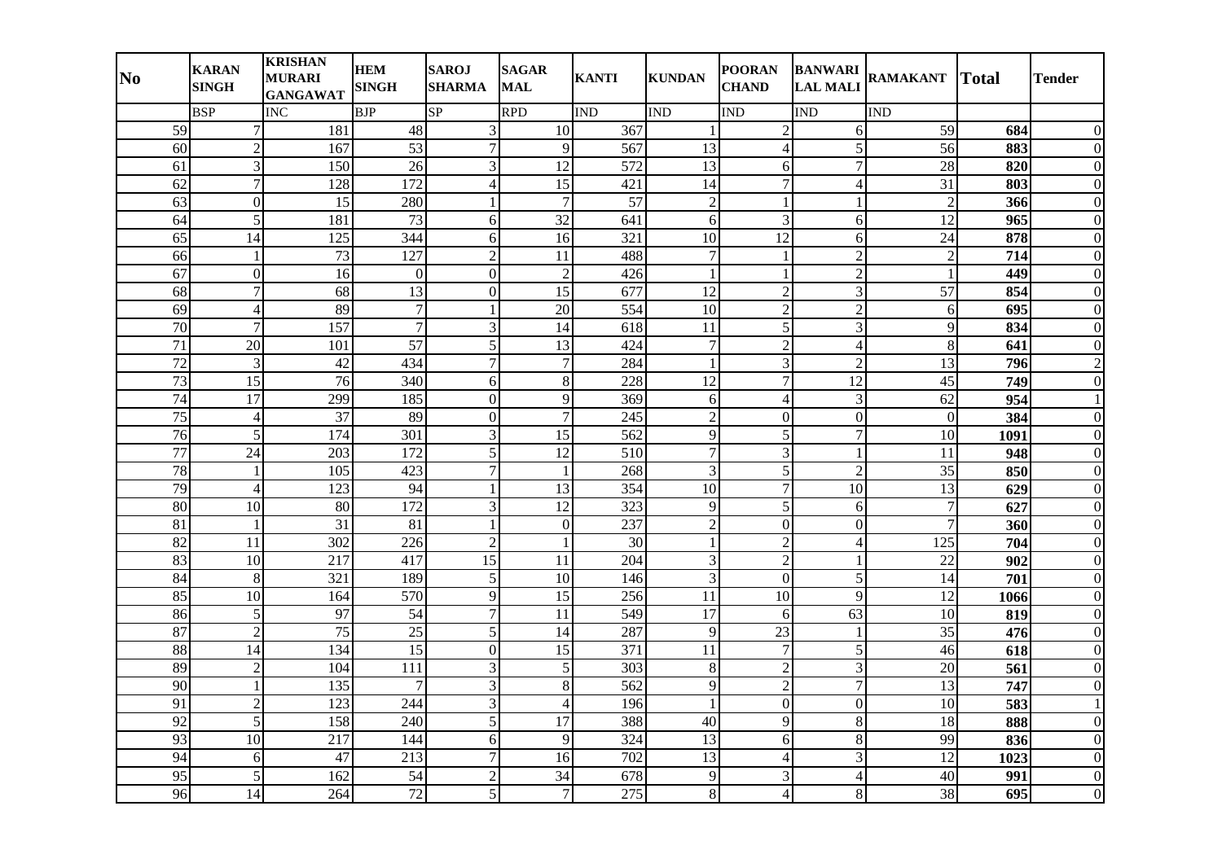| No | KARAN SINGH | KRISHAN MURARI GANGAWAT | HEM SINGH | SAROJ SHARMA | SAGAR MAL | KANTI | KUNDAN | POORAN CHAND | BANWARI LAL MALI | RAMAKANT | Total | Tender |
|---|---|---|---|---|---|---|---|---|---|---|---|---|
| | BSP | INC | BJP | SP | RPD | IND | IND | IND | IND | IND | | |
| 59 | 7 | 181 | 48 | 3 | 10 | 367 | 1 | 2 | 6 | 59 | **684** | 0 |
| 60 | 2 | 167 | 53 | 7 | 9 | 567 | 13 | 4 | 5 | 56 | **883** | 0 |
| 61 | 3 | 150 | 26 | 3 | 12 | 572 | 13 | 6 | 7 | 28 | **820** | 0 |
| 62 | 7 | 128 | 172 | 4 | 15 | 421 | 14 | 7 | 4 | 31 | **803** | 0 |
| 63 | 0 | 15 | 280 | 1 | 7 | 57 | 2 | 1 | 1 | 2 | **366** | 0 |
| 64 | 5 | 181 | 73 | 6 | 32 | 641 | 6 | 3 | 6 | 12 | **965** | 0 |
| 65 | 14 | 125 | 344 | 6 | 16 | 321 | 10 | 12 | 6 | 24 | **878** | 0 |
| 66 | 1 | 73 | 127 | 2 | 11 | 488 | 7 | 1 | 2 | 2 | **714** | 0 |
| 67 | 0 | 16 | 0 | 0 | 2 | 426 | 1 | 1 | 2 | 1 | **449** | 0 |
| 68 | 7 | 68 | 13 | 0 | 15 | 677 | 12 | 2 | 3 | 57 | **854** | 0 |
| 69 | 4 | 89 | 7 | 1 | 20 | 554 | 10 | 2 | 2 | 6 | **695** | 0 |
| 70 | 7 | 157 | 7 | 3 | 14 | 618 | 11 | 5 | 3 | 9 | **834** | 0 |
| 71 | 20 | 101 | 57 | 5 | 13 | 424 | 7 | 2 | 4 | 8 | **641** | 0 |
| 72 | 3 | 42 | 434 | 7 | 7 | 284 | 1 | 3 | 2 | 13 | **796** | 2 |
| 73 | 15 | 76 | 340 | 6 | 8 | 228 | 12 | 7 | 12 | 45 | **749** | 0 |
| 74 | 17 | 299 | 185 | 0 | 9 | 369 | 6 | 4 | 3 | 62 | **954** | 1 |
| 75 | 4 | 37 | 89 | 0 | 7 | 245 | 2 | 0 | 0 | 0 | **384** | 0 |
| 76 | 5 | 174 | 301 | 3 | 15 | 562 | 9 | 5 | 7 | 10 | **1091** | 0 |
| 77 | 24 | 203 | 172 | 5 | 12 | 510 | 7 | 3 | 1 | 11 | **948** | 0 |
| 78 | 1 | 105 | 423 | 7 | 1 | 268 | 3 | 5 | 2 | 35 | **850** | 0 |
| 79 | 4 | 123 | 94 | 1 | 13 | 354 | 10 | 7 | 10 | 13 | **629** | 0 |
| 80 | 10 | 80 | 172 | 3 | 12 | 323 | 9 | 5 | 6 | 7 | **627** | 0 |
| 81 | 1 | 31 | 81 | 1 | 0 | 237 | 2 | 0 | 0 | 7 | **360** | 0 |
| 82 | 11 | 302 | 226 | 2 | 1 | 30 | 1 | 2 | 4 | 125 | **704** | 0 |
| 83 | 10 | 217 | 417 | 15 | 11 | 204 | 3 | 2 | 1 | 22 | **902** | 0 |
| 84 | 8 | 321 | 189 | 5 | 10 | 146 | 3 | 0 | 5 | 14 | **701** | 0 |
| 85 | 10 | 164 | 570 | 9 | 15 | 256 | 11 | 10 | 9 | 12 | **1066** | 0 |
| 86 | 5 | 97 | 54 | 7 | 11 | 549 | 17 | 6 | 63 | 10 | **819** | 0 |
| 87 | 2 | 75 | 25 | 5 | 14 | 287 | 9 | 23 | 1 | 35 | **476** | 0 |
| 88 | 14 | 134 | 15 | 0 | 15 | 371 | 11 | 7 | 5 | 46 | **618** | 0 |
| 89 | 2 | 104 | 111 | 3 | 5 | 303 | 8 | 2 | 3 | 20 | **561** | 0 |
| 90 | 1 | 135 | 7 | 3 | 8 | 562 | 9 | 2 | 7 | 13 | **747** | 0 |
| 91 | 2 | 123 | 244 | 3 | 4 | 196 | 1 | 0 | 0 | 10 | **583** | 1 |
| 92 | 5 | 158 | 240 | 5 | 17 | 388 | 40 | 9 | 8 | 18 | **888** | 0 |
| 93 | 10 | 217 | 144 | 6 | 9 | 324 | 13 | 6 | 8 | 99 | **836** | 0 |
| 94 | 6 | 47 | 213 | 7 | 16 | 702 | 13 | 4 | 3 | 12 | **1023** | 0 |
| 95 | 5 | 162 | 54 | 2 | 34 | 678 | 9 | 3 | 4 | 40 | **991** | 0 |
| 96 | 14 | 264 | 72 | 5 | 7 | 275 | 8 | 4 | 8 | 38 | **695** | 0 |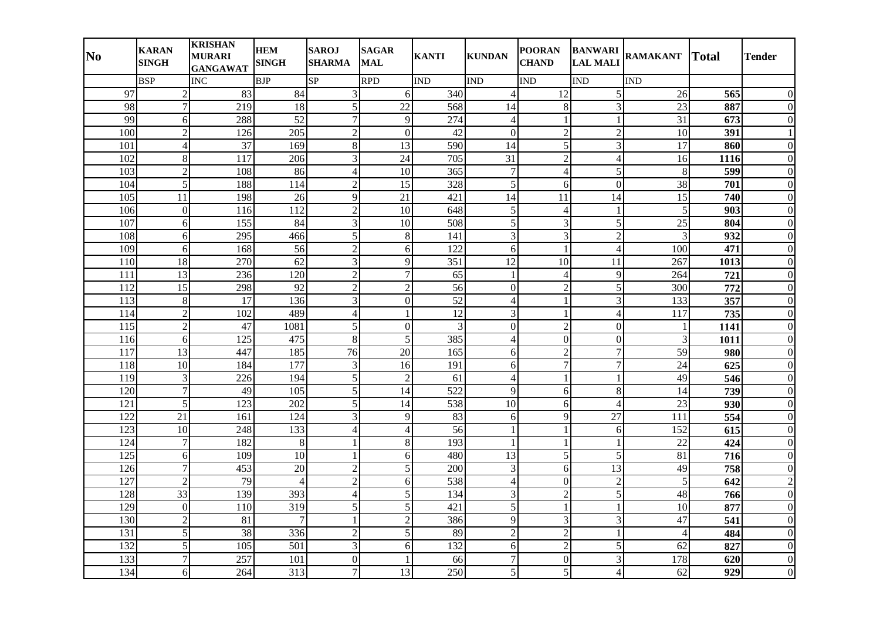| No | KARAN SINGH | KRISHAN MURARI GANGAWAT | HEM SINGH | SAROJ SHARMA | SAGAR MAL | KANTI | KUNDAN | POORAN CHAND | BANWARI LAL MALI | RAMAKANT | Total | Tender |
|---|---|---|---|---|---|---|---|---|---|---|---|---|
| | BSP | INC | BJP | SP | RPD | IND | IND | IND | IND | IND | | |
| 97 | 2 | 83 | 84 | 3 | 6 | 340 | 4 | 12 | 5 | 26 | **565** | 0 |
| 98 | 7 | 219 | 18 | 5 | 22 | 568 | 14 | 8 | 3 | 23 | **887** | 0 |
| 99 | 6 | 288 | 52 | 7 | 9 | 274 | 4 | 1 | 1 | 31 | **673** | 0 |
| 100 | 2 | 126 | 205 | 2 | 0 | 42 | 0 | 2 | 2 | 10 | **391** | 1 |
| 101 | 4 | 37 | 169 | 8 | 13 | 590 | 14 | 5 | 3 | 17 | **860** | 0 |
| 102 | 8 | 117 | 206 | 3 | 24 | 705 | 31 | 2 | 4 | 16 | **1116** | 0 |
| 103 | 2 | 108 | 86 | 4 | 10 | 365 | 7 | 4 | 5 | 8 | **599** | 0 |
| 104 | 5 | 188 | 114 | 2 | 15 | 328 | 5 | 6 | 0 | 38 | **701** | 0 |
| 105 | 11 | 198 | 26 | 9 | 21 | 421 | 14 | 11 | 14 | 15 | **740** | 0 |
| 106 | 0 | 116 | 112 | 2 | 10 | 648 | 5 | 4 | 1 | 5 | **903** | 0 |
| 107 | 6 | 155 | 84 | 3 | 10 | 508 | 5 | 3 | 5 | 25 | **804** | 0 |
| 108 | 6 | 295 | 466 | 5 | 8 | 141 | 3 | 3 | 2 | 3 | **932** | 0 |
| 109 | 6 | 168 | 56 | 2 | 6 | 122 | 6 | 1 | 4 | 100 | **471** | 0 |
| 110 | 18 | 270 | 62 | 3 | 9 | 351 | 12 | 10 | 11 | 267 | **1013** | 0 |
| 111 | 13 | 236 | 120 | 2 | 7 | 65 | 1 | 4 | 9 | 264 | **721** | 0 |
| 112 | 15 | 298 | 92 | 2 | 2 | 56 | 0 | 2 | 5 | 300 | **772** | 0 |
| 113 | 8 | 17 | 136 | 3 | 0 | 52 | 4 | 1 | 3 | 133 | **357** | 0 |
| 114 | 2 | 102 | 489 | 4 | 1 | 12 | 3 | 1 | 4 | 117 | **735** | 0 |
| 115 | 2 | 47 | 1081 | 5 | 0 | 3 | 0 | 2 | 0 | 1 | **1141** | 0 |
| 116 | 6 | 125 | 475 | 8 | 5 | 385 | 4 | 0 | 0 | 3 | **1011** | 0 |
| 117 | 13 | 447 | 185 | 76 | 20 | 165 | 6 | 2 | 7 | 59 | **980** | 0 |
| 118 | 10 | 184 | 177 | 3 | 16 | 191 | 6 | 7 | 7 | 24 | **625** | 0 |
| 119 | 3 | 226 | 194 | 5 | 2 | 61 | 4 | 1 | 1 | 49 | **546** | 0 |
| 120 | 7 | 49 | 105 | 5 | 14 | 522 | 9 | 6 | 8 | 14 | **739** | 0 |
| 121 | 5 | 123 | 202 | 5 | 14 | 538 | 10 | 6 | 4 | 23 | **930** | 0 |
| 122 | 21 | 161 | 124 | 3 | 9 | 83 | 6 | 9 | 27 | 111 | **554** | 0 |
| 123 | 10 | 248 | 133 | 4 | 4 | 56 | 1 | 1 | 6 | 152 | **615** | 0 |
| 124 | 7 | 182 | 8 | 1 | 8 | 193 | 1 | 1 | 1 | 22 | **424** | 0 |
| 125 | 6 | 109 | 10 | 1 | 6 | 480 | 13 | 5 | 5 | 81 | **716** | 0 |
| 126 | 7 | 453 | 20 | 2 | 5 | 200 | 3 | 6 | 13 | 49 | **758** | 0 |
| 127 | 2 | 79 | 4 | 2 | 6 | 538 | 4 | 0 | 2 | 5 | **642** | 2 |
| 128 | 33 | 139 | 393 | 4 | 5 | 134 | 3 | 2 | 5 | 48 | **766** | 0 |
| 129 | 0 | 110 | 319 | 5 | 5 | 421 | 5 | 1 | 1 | 10 | **877** | 0 |
| 130 | 2 | 81 | 7 | 1 | 2 | 386 | 9 | 3 | 3 | 47 | **541** | 0 |
| 131 | 5 | 38 | 336 | 2 | 5 | 89 | 2 | 2 | 1 | 4 | **484** | 0 |
| 132 | 5 | 105 | 501 | 3 | 6 | 132 | 6 | 2 | 5 | 62 | **827** | 0 |
| 133 | 7 | 257 | 101 | 0 | 1 | 66 | 7 | 0 | 3 | 178 | **620** | 0 |
| 134 | 6 | 264 | 313 | 7 | 13 | 250 | 5 | 5 | 4 | 62 | **929** | 0 |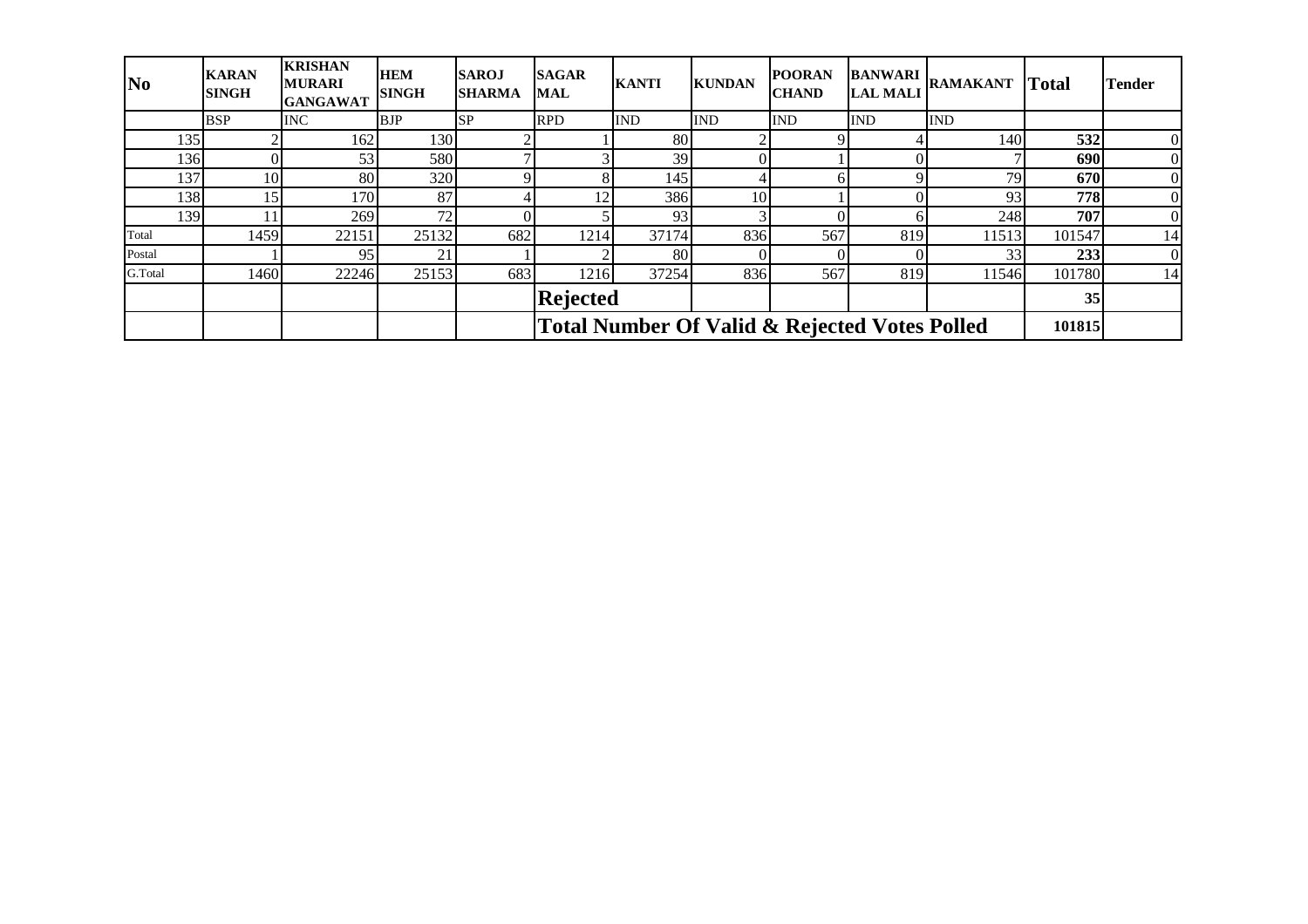| No | KARAN SINGH | KRISHAN MURARI GANGAWAT | HEM SINGH | SAROJ SHARMA | SAGAR MAL | KANTI | KUNDAN | POORAN CHAND | BANWARI LAL MALI | RAMAKANT | Total | Tender |
|---|---|---|---|---|---|---|---|---|---|---|---|---|
| | BSP | INC | BJP | SP | RPD | IND | IND | IND | IND | IND | | |
| 135 | 2 | 162 | 130 | 2 | 1 | 80 | 2 | 9 | 4 | 140 | **532** | 0 |
| 136 | 0 | 53 | 580 | 7 | 3 | 39 | 0 | 1 | 0 | 7 | **690** | 0 |
| 137 | 10 | 80 | 320 | 9 | 8 | 145 | 4 | 6 | 9 | 79 | **670** | 0 |
| 138 | 15 | 170 | 87 | 4 | 12 | 386 | 10 | 1 | 0 | 93 | **778** | 0 |
| 139 | 11 | 269 | 72 | 0 | 5 | 93 | 3 | 0 | 6 | 248 | **707** | 0 |
| Total | 1459 | 22151 | 25132 | 682 | 1214 | 37174 | 836 | 567 | 819 | 11513 | 101547 | 14 |
| Postal | 1 | 95 | 21 | 1 | 2 | 80 | 0 | 0 | 0 | 33 | **233** | 0 |
| G.Total | 1460 | 22246 | 25153 | 683 | 1216 | 37254 | 836 | 567 | 819 | 11546 | 101780 | 14 |
| | | | | | **Rejected** | | | | | | **35** | |
| | | | | | **Total Number Of Valid & Rejected Votes Polled** | | | | | | **101815** | |